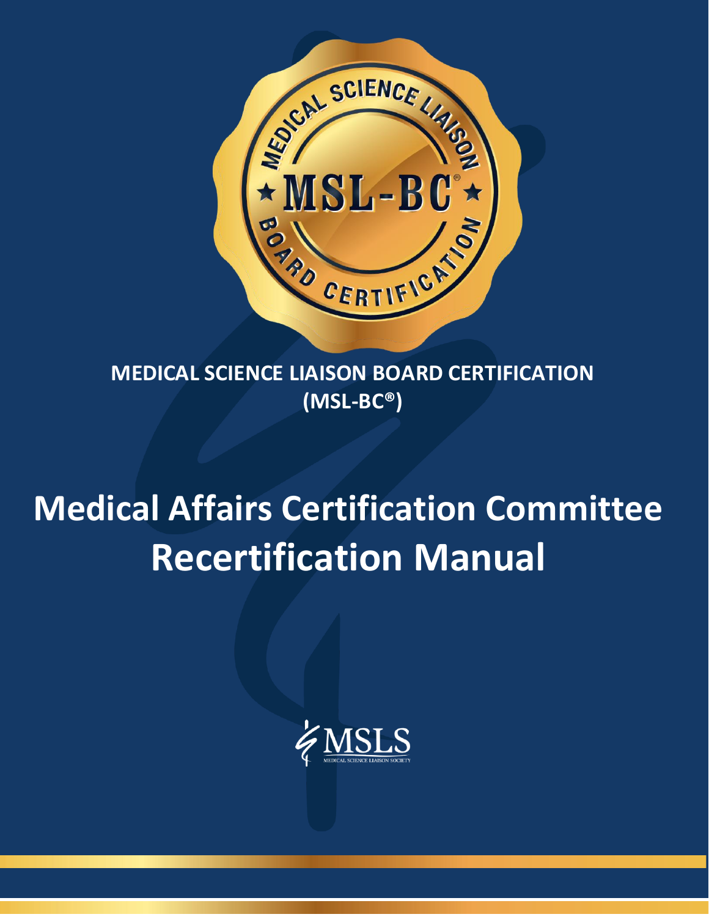**MEDICAL SCIENCE LIAISON BOARD CERTIFICATION (MSL-BC®)**

# Medical Affairs Certification Committee Recertification Manual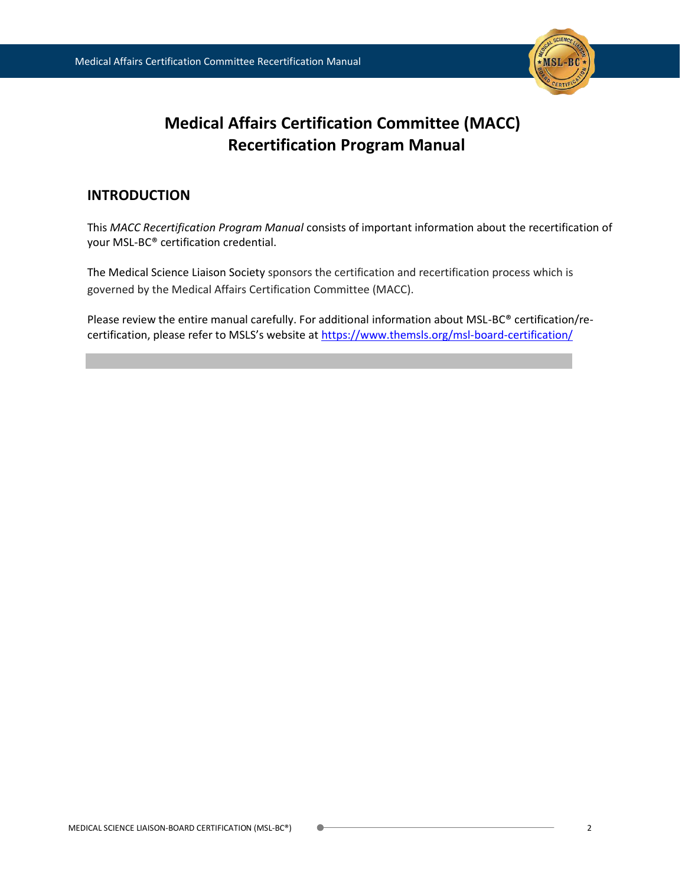# Medical Affairs Certification Committee (MACC) Recertification Program Manual

## INTRODUCTION

This *MACC Recertification Program Manual* consists of important information about the recertification of your MSL-BC® certification credential.

The Medical Science Liaison Society sponsors the certification and recertification process which is governed by the Medical Affairs Certification Committee (MACC).

Please review the entire manual carefully. For additional information about MSL-BC® certification/re-certification, please refer to MSLS's website at [https://www.themsls.org/msl-board-certification/](https://www.themsls.org/msl-board-certification/)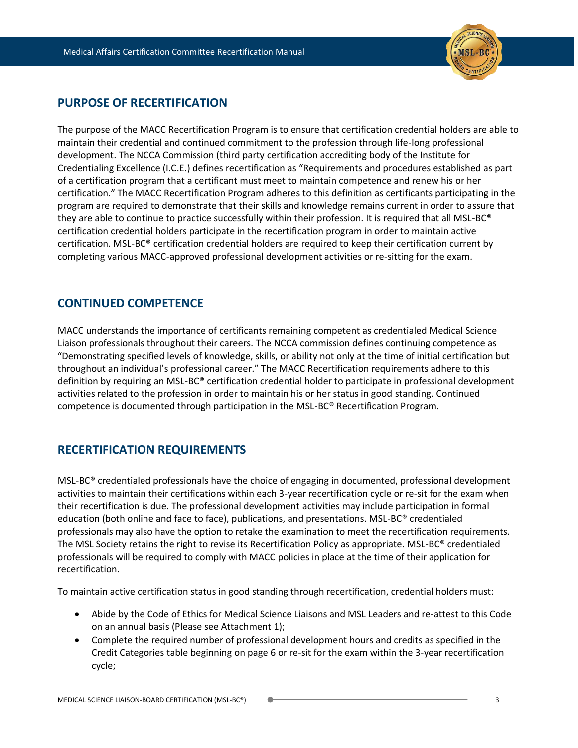## PURPOSE OF RECERTIFICATION

The purpose of the MACC Recertification Program is to ensure that certification credential holders are able to maintain their credential and continued commitment to the profession through life-long professional development. The NCCA Commission (third party certification accrediting body of the Institute for Credentialing Excellence (I.C.E.) defines recertification as "Requirements and procedures established as part of a certification program that a certificant must meet to maintain competence and renew his or her certification." The MACC Recertification Program adheres to this definition as certificants participating in the program are required to demonstrate that their skills and knowledge remains current in order to assure that they are able to continue to practice successfully within their profession. It is required that all MSL-BC® certification credential holders participate in the recertification program in order to maintain active certification. MSL-BC® certification credential holders are required to keep their certification current by completing various MACC-approved professional development activities or re-sitting for the exam.

## CONTINUED COMPETENCE

MACC understands the importance of certificants remaining competent as credentialed Medical Science Liaison professionals throughout their careers. The NCCA commission defines continuing competence as "Demonstrating specified levels of knowledge, skills, or ability not only at the time of initial certification but throughout an individual's professional career." The MACC Recertification requirements adhere to this definition by requiring an MSL-BC® certification credential holder to participate in professional development activities related to the profession in order to maintain his or her status in good standing. Continued competence is documented through participation in the MSL-BC® Recertification Program.

## RECERTIFICATION REQUIREMENTS

MSL-BC® credentialed professionals have the choice of engaging in documented, professional development activities to maintain their certifications within each 3-year recertification cycle or re-sit for the exam when their recertification is due. The professional development activities may include participation in formal education (both online and face to face), publications, and presentations. MSL-BC® credentialed professionals may also have the option to retake the examination to meet the recertification requirements. The MSL Society retains the right to revise its Recertification Policy as appropriate. MSL-BC® credentialed professionals will be required to comply with MACC policies in place at the time of their application for recertification.

To maintain active certification status in good standing through recertification, credential holders must:

- Abide by the Code of Ethics for Medical Science Liaisons and MSL Leaders and re-attest to this Code on an annual basis (Please see Attachment 1);
- Complete the required number of professional development hours and credits as specified in the Credit Categories table beginning on page 6 or re-sit for the exam within the 3-year recertification cycle;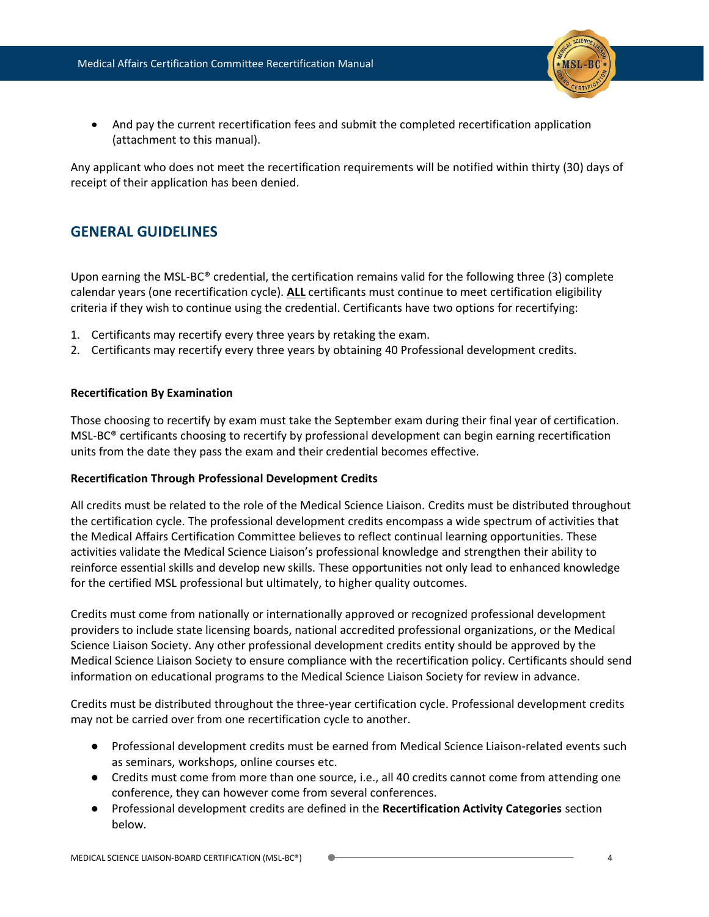- And pay the current recertification fees and submit the completed recertification application (attachment to this manual).

Any applicant who does not meet the recertification requirements will be notified within thirty (30) days of receipt of their application has been denied.

## GENERAL GUIDELINES

Upon earning the MSL-BC® credential, the certification remains valid for the following three (3) complete calendar years (one recertification cycle). **ALL** certificants must continue to meet certification eligibility criteria if they wish to continue using the credential. Certificants have two options for recertifying:

1. Certificants may recertify every three years by retaking the exam.
2. Certificants may recertify every three years by obtaining 40 Professional development credits.

**Recertification By Examination**

Those choosing to recertify by exam must take the September exam during their final year of certification. MSL-BC® certificants choosing to recertify by professional development can begin earning recertification units from the date they pass the exam and their credential becomes effective.

**Recertification Through Professional Development Credits**

All credits must be related to the role of the Medical Science Liaison. Credits must be distributed throughout the certification cycle. The professional development credits encompass a wide spectrum of activities that the Medical Affairs Certification Committee believes to reflect continual learning opportunities. These activities validate the Medical Science Liaison's professional knowledge and strengthen their ability to reinforce essential skills and develop new skills. These opportunities not only lead to enhanced knowledge for the certified MSL professional but ultimately, to higher quality outcomes.

Credits must come from nationally or internationally approved or recognized professional development providers to include state licensing boards, national accredited professional organizations, or the Medical Science Liaison Society. Any other professional development credits entity should be approved by the Medical Science Liaison Society to ensure compliance with the recertification policy. Certificants should send information on educational programs to the Medical Science Liaison Society for review in advance.

Credits must be distributed throughout the three-year certification cycle. Professional development credits may not be carried over from one recertification cycle to another.

- Professional development credits must be earned from Medical Science Liaison-related events such as seminars, workshops, online courses etc.
- Credits must come from more than one source, i.e., all 40 credits cannot come from attending one conference, they can however come from several conferences.
- Professional development credits are defined in the **Recertification Activity Categories** section below.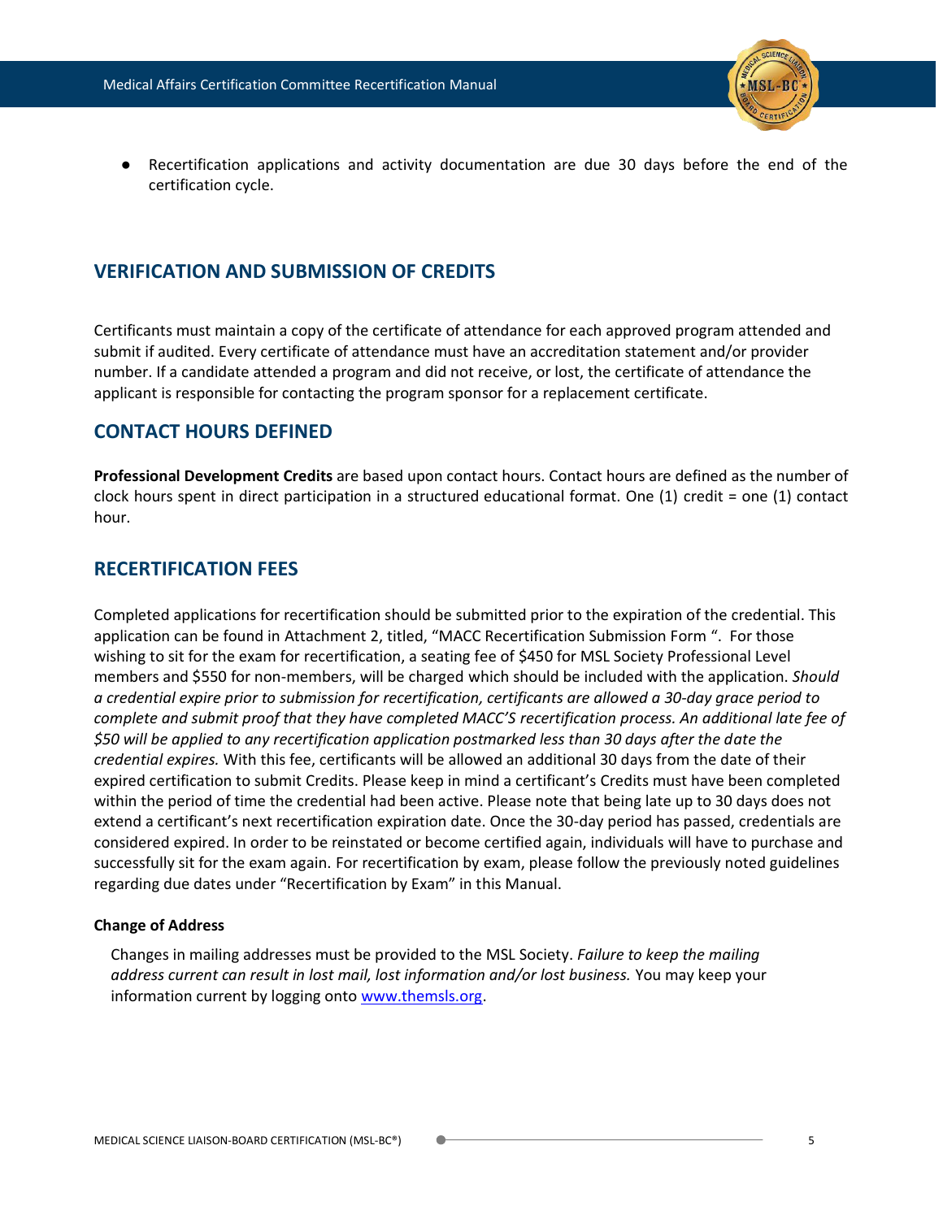- Recertification applications and activity documentation are due 30 days before the end of the certification cycle.

## VERIFICATION AND SUBMISSION OF CREDITS

Certificants must maintain a copy of the certificate of attendance for each approved program attended and submit if audited. Every certificate of attendance must have an accreditation statement and/or provider number. If a candidate attended a program and did not receive, or lost, the certificate of attendance the applicant is responsible for contacting the program sponsor for a replacement certificate.

## CONTACT HOURS DEFINED

**Professional Development Credits** are based upon contact hours. Contact hours are defined as the number of clock hours spent in direct participation in a structured educational format. One (1) credit = one (1) contact hour.

## RECERTIFICATION FEES

Completed applications for recertification should be submitted prior to the expiration of the credential. This application can be found in Attachment 2, titled, "MACC Recertification Submission Form ". For those wishing to sit for the exam for recertification, a seating fee of $450 for MSL Society Professional Level members and $550 for non-members, will be charged which should be included with the application. *Should a credential expire prior to submission for recertification, certificants are allowed a 30-day grace period to complete and submit proof that they have completed MACC'S recertification process. An additional late fee of $50 will be applied to any recertification application postmarked less than 30 days after the date the credential expires.* With this fee, certificants will be allowed an additional 30 days from the date of their expired certification to submit Credits. Please keep in mind a certificant's Credits must have been completed within the period of time the credential had been active. Please note that being late up to 30 days does not extend a certificant's next recertification expiration date. Once the 30-day period has passed, credentials are considered expired. In order to be reinstated or become certified again, individuals will have to purchase and successfully sit for the exam again. For recertification by exam, please follow the previously noted guidelines regarding due dates under "Recertification by Exam" in this Manual.

#### Change of Address

Changes in mailing addresses must be provided to the MSL Society. *Failure to keep the mailing address current can result in lost mail, lost information and/or lost business.* You may keep your information current by logging onto [www.themsls.org](http://www.themsls.org).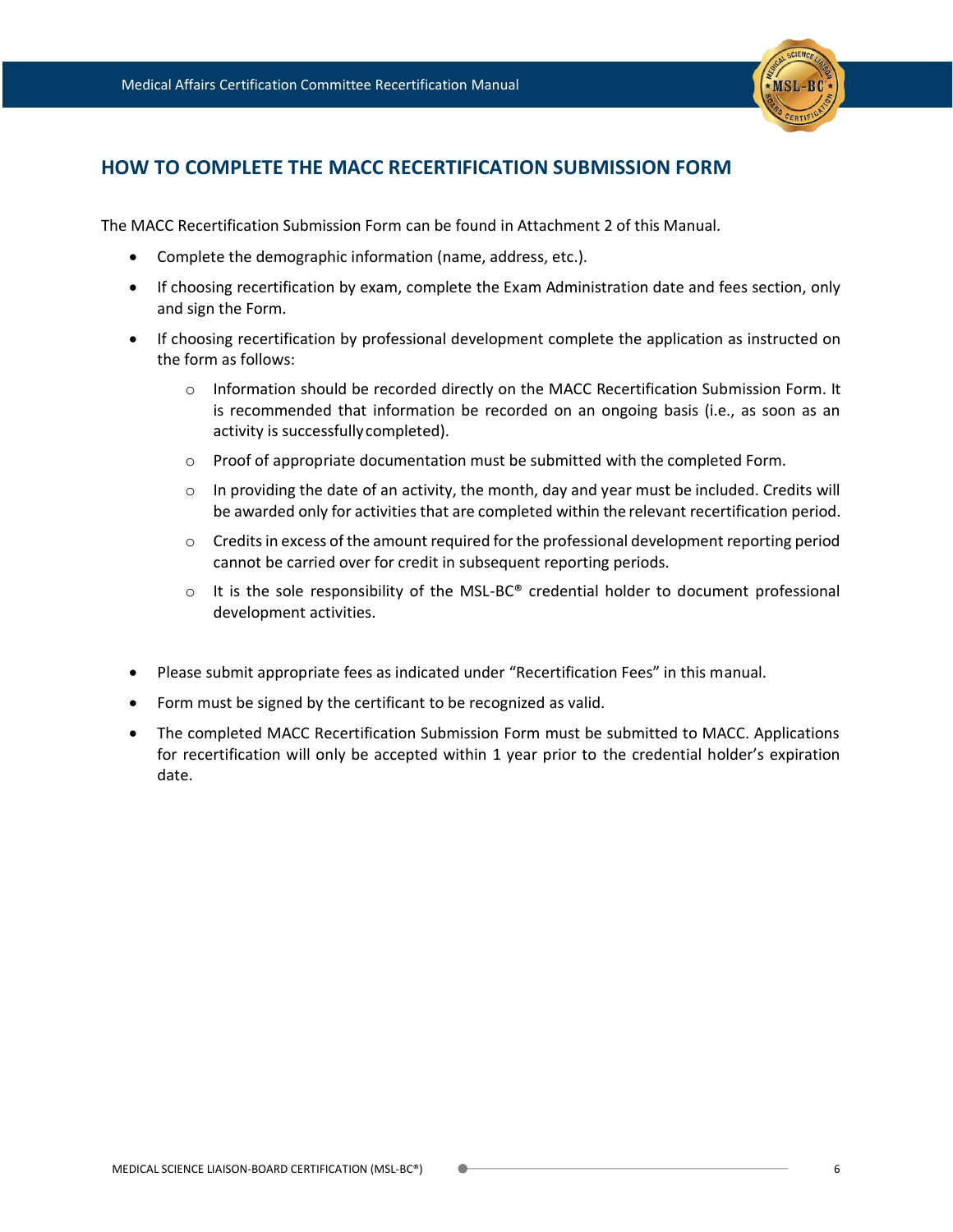## HOW TO COMPLETE THE MACC RECERTIFICATION SUBMISSION FORM

The MACC Recertification Submission Form can be found in Attachment 2 of this Manual.

- Complete the demographic information (name, address, etc.).
- If choosing recertification by exam, complete the Exam Administration date and fees section, only and sign the Form.
- If choosing recertification by professional development complete the application as instructed on the form as follows:
  - Information should be recorded directly on the MACC Recertification Submission Form. It is recommended that information be recorded on an ongoing basis (i.e., as soon as an activity is successfully completed).
  - Proof of appropriate documentation must be submitted with the completed Form.
  - In providing the date of an activity, the month, day and year must be included. Credits will be awarded only for activities that are completed within the relevant recertification period.
  - Credits in excess of the amount required for the professional development reporting period cannot be carried over for credit in subsequent reporting periods.
  - It is the sole responsibility of the MSL-BC® credential holder to document professional development activities.
- Please submit appropriate fees as indicated under "Recertification Fees" in this manual.
- Form must be signed by the certificant to be recognized as valid.
- The completed MACC Recertification Submission Form must be submitted to MACC. Applications for recertification will only be accepted within 1 year prior to the credential holder's expiration date.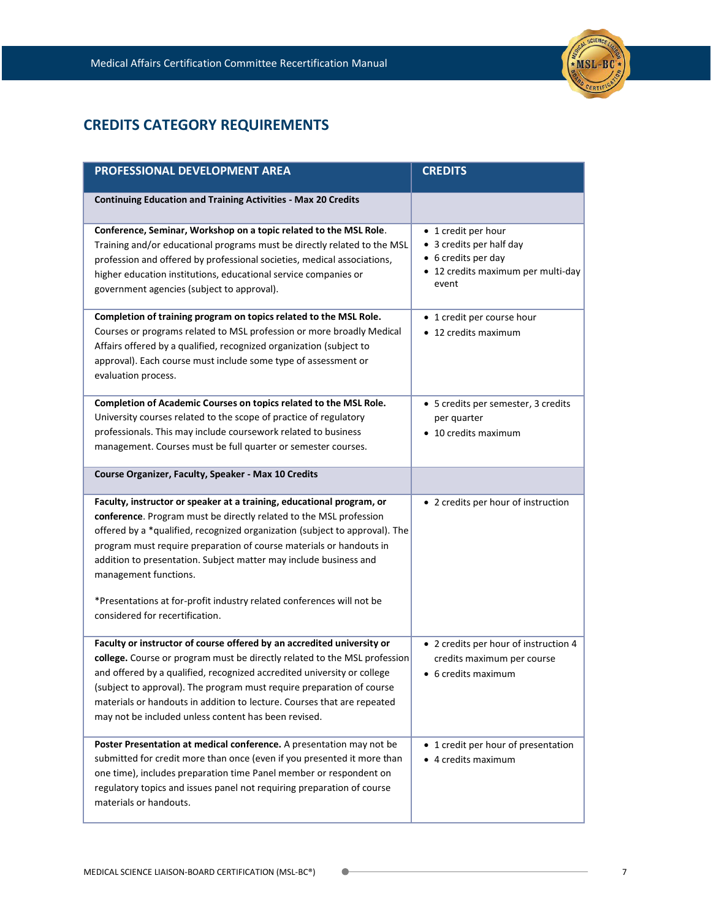## CREDITS CATEGORY REQUIREMENTS

| PROFESSIONAL DEVELOPMENT AREA | CREDITS |
|---|---|
| **Continuing Education and Training Activities - Max 20 Credits** | |
| **Conference, Seminar, Workshop on a topic related to the MSL Role**. Training and/or educational programs must be directly related to the MSL profession and offered by professional societies, medical associations, higher education institutions, educational service companies or government agencies (subject to approval). | • 1 credit per hour<br>• 3 credits per half day<br>• 6 credits per day<br>• 12 credits maximum per multi-day event |
| **Completion of training program on topics related to the MSL Role.** Courses or programs related to MSL profession or more broadly Medical Affairs offered by a qualified, recognized organization (subject to approval). Each course must include some type of assessment or evaluation process. | • 1 credit per course hour<br>• 12 credits maximum |
| **Completion of Academic Courses on topics related to the MSL Role.** University courses related to the scope of practice of regulatory professionals. This may include coursework related to business management. Courses must be full quarter or semester courses. | • 5 credits per semester, 3 credits per quarter<br>• 10 credits maximum |
| **Course Organizer, Faculty, Speaker - Max 10 Credits** | |
| **Faculty, instructor or speaker at a training, educational program, or conference**. Program must be directly related to the MSL profession offered by a *qualified, recognized organization (subject to approval). The program must require preparation of course materials or handouts in addition to presentation. Subject matter may include business and management functions.<br><br>*Presentations at for-profit industry related conferences will not be considered for recertification. | • 2 credits per hour of instruction |
| **Faculty or instructor of course offered by an accredited university or college.** Course or program must be directly related to the MSL profession and offered by a qualified, recognized accredited university or college (subject to approval). The program must require preparation of course materials or handouts in addition to lecture. Courses that are repeated may not be included unless content has been revised. | • 2 credits per hour of instruction 4 credits maximum per course<br>• 6 credits maximum |
| **Poster Presentation at medical conference.** A presentation may not be submitted for credit more than once (even if you presented it more than one time), includes preparation time Panel member or respondent on regulatory topics and issues panel not requiring preparation of course materials or handouts. | • 1 credit per hour of presentation<br>• 4 credits maximum |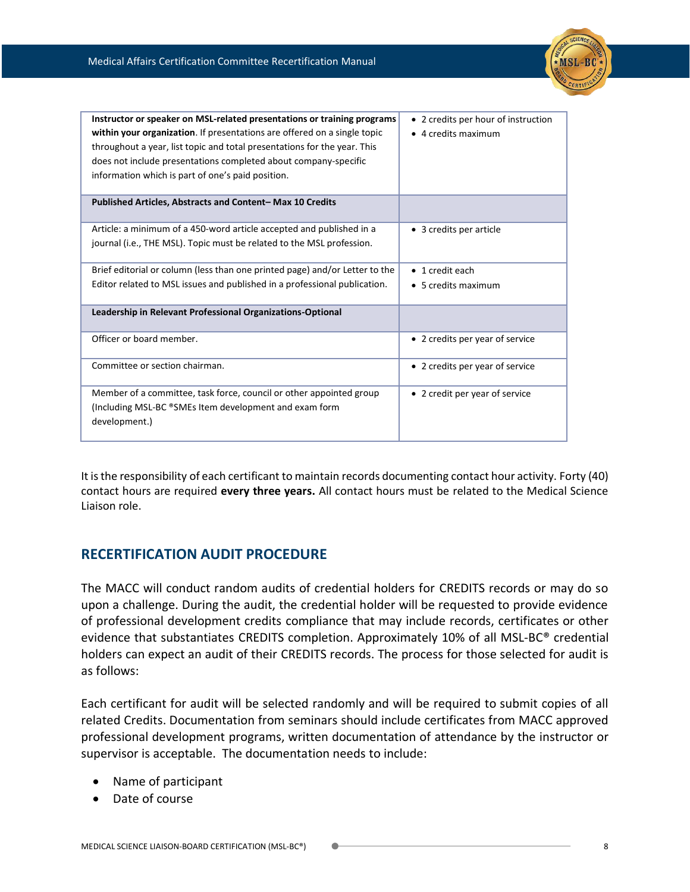| | |
|---|---|
| **Instructor or speaker on MSL-related presentations or training programs within your organization**. If presentations are offered on a single topic throughout a year, list topic and total presentations for the year. This does not include presentations completed about company-specific information which is part of one's paid position. | • 2 credits per hour of instruction<br>• 4 credits maximum |
| **Published Articles, Abstracts and Content– Max 10 Credits** | |
| Article: a minimum of a 450-word article accepted and published in a journal (i.e., THE MSL). Topic must be related to the MSL profession. | • 3 credits per article |
| Brief editorial or column (less than one printed page) and/or Letter to the Editor related to MSL issues and published in a professional publication. | • 1 credit each<br>• 5 credits maximum |
| **Leadership in Relevant Professional Organizations-Optional** | |
| Officer or board member. | • 2 credits per year of service |
| Committee or section chairman. | • 2 credits per year of service |
| Member of a committee, task force, council or other appointed group (Including MSL-BC ®SMEs Item development and exam form development.) | • 2 credit per year of service |

It is the responsibility of each certificant to maintain records documenting contact hour activity. Forty (40) contact hours are required **every three years.** All contact hours must be related to the Medical Science Liaison role.

## RECERTIFICATION AUDIT PROCEDURE

The MACC will conduct random audits of credential holders for CREDITS records or may do so upon a challenge. During the audit, the credential holder will be requested to provide evidence of professional development credits compliance that may include records, certificates or other evidence that substantiates CREDITS completion. Approximately 10% of all MSL-BC® credential holders can expect an audit of their CREDITS records. The process for those selected for audit is as follows:

Each certificant for audit will be selected randomly and will be required to submit copies of all related Credits. Documentation from seminars should include certificates from MACC approved professional development programs, written documentation of attendance by the instructor or supervisor is acceptable. The documentation needs to include:

- Name of participant
- Date of course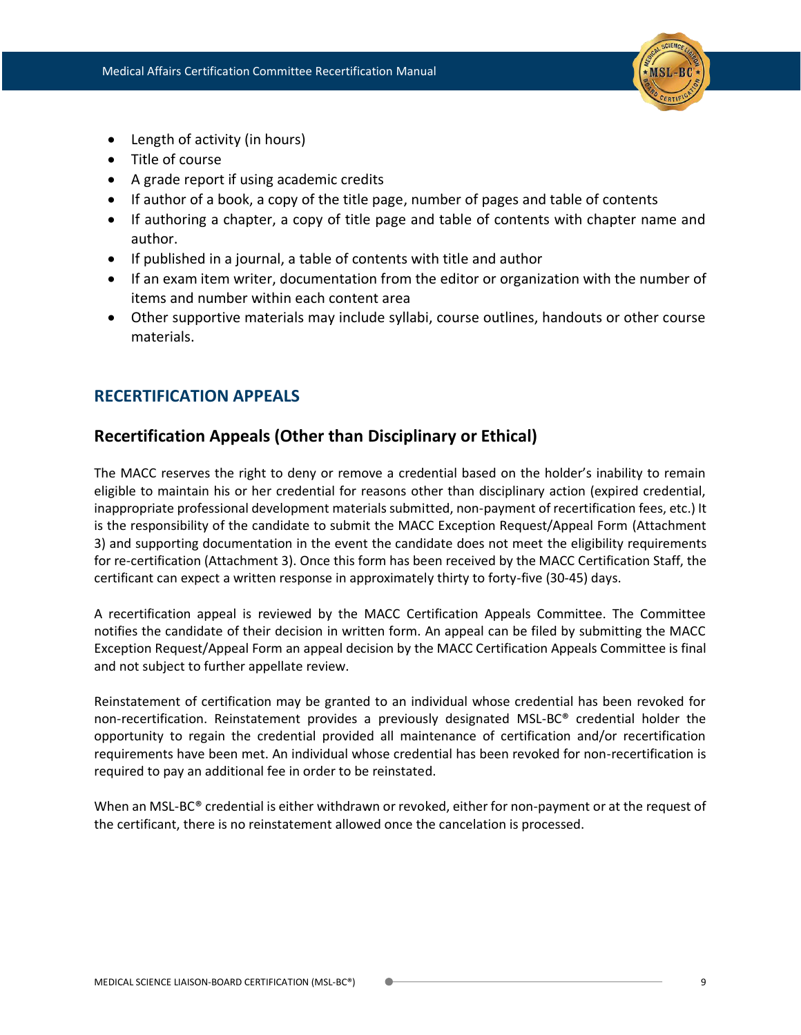- Length of activity (in hours)
- Title of course
- A grade report if using academic credits
- If author of a book, a copy of the title page, number of pages and table of contents
- If authoring a chapter, a copy of title page and table of contents with chapter name and author.
- If published in a journal, a table of contents with title and author
- If an exam item writer, documentation from the editor or organization with the number of items and number within each content area
- Other supportive materials may include syllabi, course outlines, handouts or other course materials.

## RECERTIFICATION APPEALS

### Recertification Appeals (Other than Disciplinary or Ethical)

The MACC reserves the right to deny or remove a credential based on the holder's inability to remain eligible to maintain his or her credential for reasons other than disciplinary action (expired credential, inappropriate professional development materials submitted, non-payment of recertification fees, etc.) It is the responsibility of the candidate to submit the MACC Exception Request/Appeal Form (Attachment 3) and supporting documentation in the event the candidate does not meet the eligibility requirements for re-certification (Attachment 3). Once this form has been received by the MACC Certification Staff, the certificant can expect a written response in approximately thirty to forty-five (30-45) days.

A recertification appeal is reviewed by the MACC Certification Appeals Committee. The Committee notifies the candidate of their decision in written form. An appeal can be filed by submitting the MACC Exception Request/Appeal Form an appeal decision by the MACC Certification Appeals Committee is final and not subject to further appellate review.

Reinstatement of certification may be granted to an individual whose credential has been revoked for non-recertification. Reinstatement provides a previously designated MSL-BC® credential holder the opportunity to regain the credential provided all maintenance of certification and/or recertification requirements have been met. An individual whose credential has been revoked for non-recertification is required to pay an additional fee in order to be reinstated.

When an MSL-BC® credential is either withdrawn or revoked, either for non-payment or at the request of the certificant, there is no reinstatement allowed once the cancelation is processed.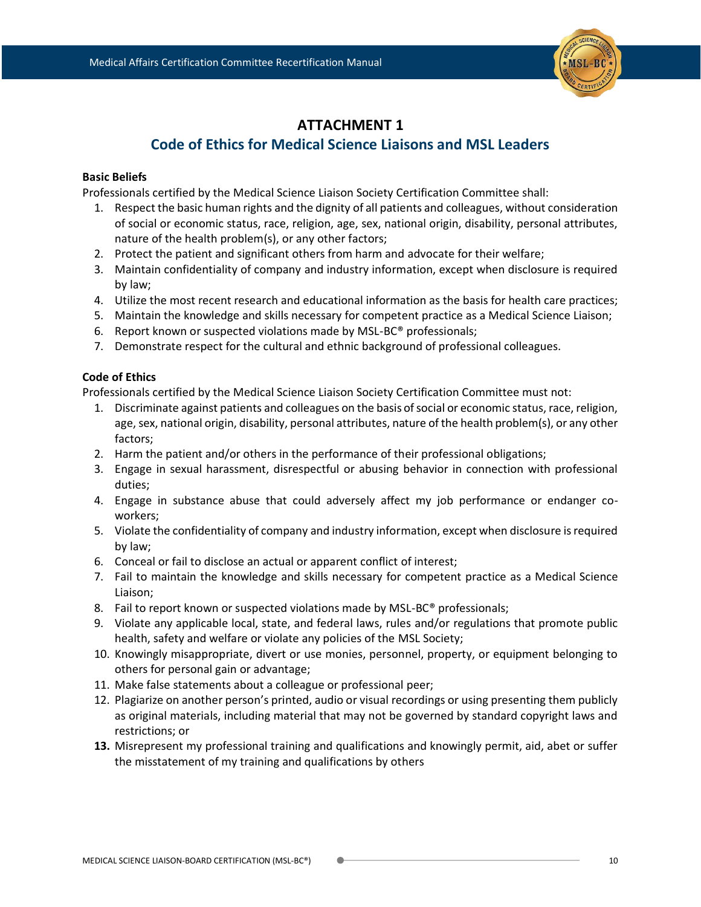# ATTACHMENT 1

## Code of Ethics for Medical Science Liaisons and MSL Leaders

**Basic Beliefs**

Professionals certified by the Medical Science Liaison Society Certification Committee shall:

1. Respect the basic human rights and the dignity of all patients and colleagues, without consideration of social or economic status, race, religion, age, sex, national origin, disability, personal attributes, nature of the health problem(s), or any other factors;
2. Protect the patient and significant others from harm and advocate for their welfare;
3. Maintain confidentiality of company and industry information, except when disclosure is required by law;
4. Utilize the most recent research and educational information as the basis for health care practices;
5. Maintain the knowledge and skills necessary for competent practice as a Medical Science Liaison;
6. Report known or suspected violations made by MSL-BC® professionals;
7. Demonstrate respect for the cultural and ethnic background of professional colleagues.

**Code of Ethics**

Professionals certified by the Medical Science Liaison Society Certification Committee must not:

1. Discriminate against patients and colleagues on the basis of social or economic status, race, religion, age, sex, national origin, disability, personal attributes, nature of the health problem(s), or any other factors;
2. Harm the patient and/or others in the performance of their professional obligations;
3. Engage in sexual harassment, disrespectful or abusing behavior in connection with professional duties;
4. Engage in substance abuse that could adversely affect my job performance or endanger co-workers;
5. Violate the confidentiality of company and industry information, except when disclosure is required by law;
6. Conceal or fail to disclose an actual or apparent conflict of interest;
7. Fail to maintain the knowledge and skills necessary for competent practice as a Medical Science Liaison;
8. Fail to report known or suspected violations made by MSL-BC® professionals;
9. Violate any applicable local, state, and federal laws, rules and/or regulations that promote public health, safety and welfare or violate any policies of the MSL Society;
10. Knowingly misappropriate, divert or use monies, personnel, property, or equipment belonging to others for personal gain or advantage;
11. Make false statements about a colleague or professional peer;
12. Plagiarize on another person's printed, audio or visual recordings or using presenting them publicly as original materials, including material that may not be governed by standard copyright laws and restrictions; or
13. Misrepresent my professional training and qualifications and knowingly permit, aid, abet or suffer the misstatement of my training and qualifications by others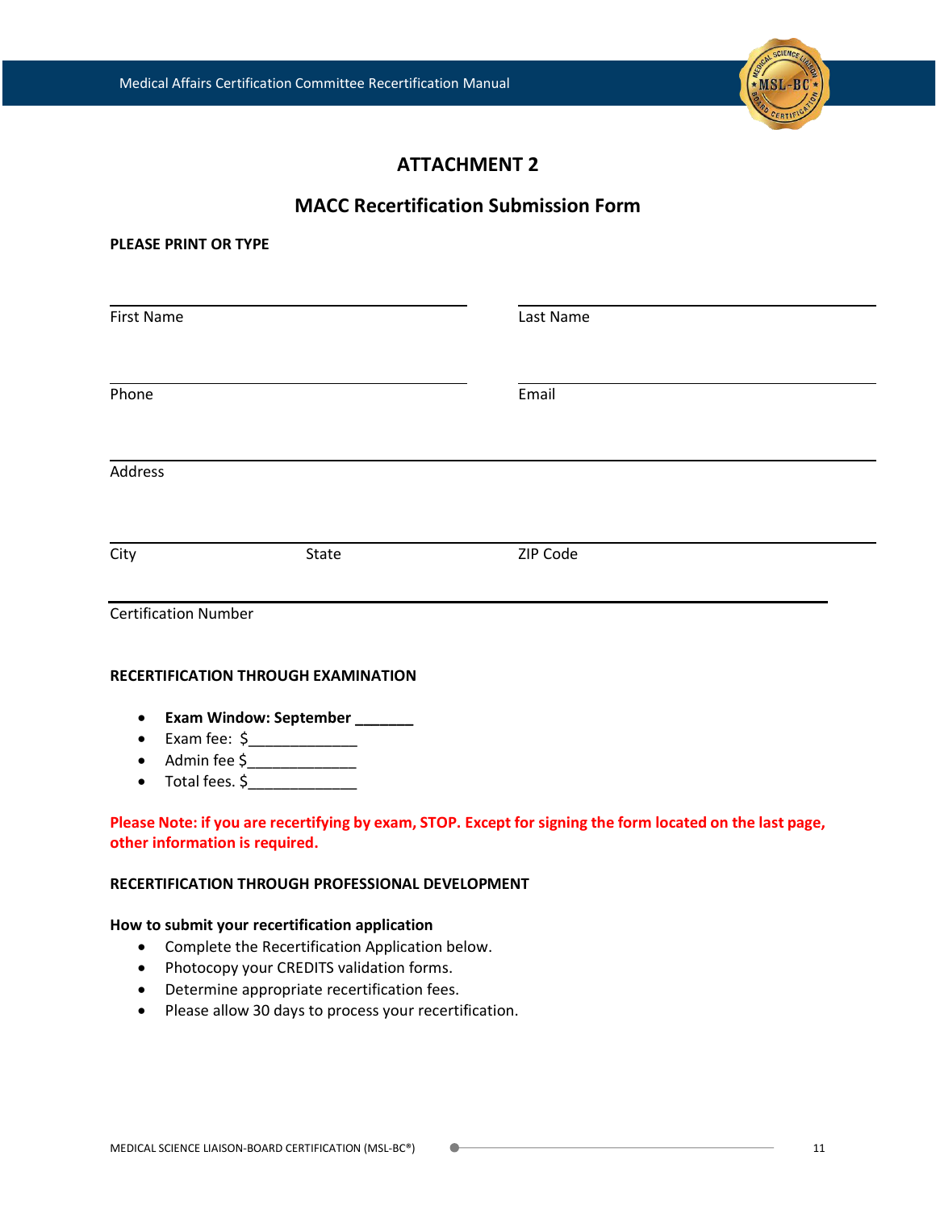# ATTACHMENT 2

## MACC Recertification Submission Form

**PLEASE PRINT OR TYPE**

First Name ______________________ Last Name ______________________

Phone ______________________ Email ______________________

Address ______________________________________________

City ______________ State ______________ ZIP Code ______________

Certification Number ______________________________________________

**RECERTIFICATION THROUGH EXAMINATION**

- **Exam Window: September _______**
- Exam fee: $_____________
- Admin fee $_____________
- Total fees. $_____________

**Please Note: if you are recertifying by exam, STOP. Except for signing the form located on the last page, other information is required.**

**RECERTIFICATION THROUGH PROFESSIONAL DEVELOPMENT**

**How to submit your recertification application**

- Complete the Recertification Application below.
- Photocopy your CREDITS validation forms.
- Determine appropriate recertification fees.
- Please allow 30 days to process your recertification.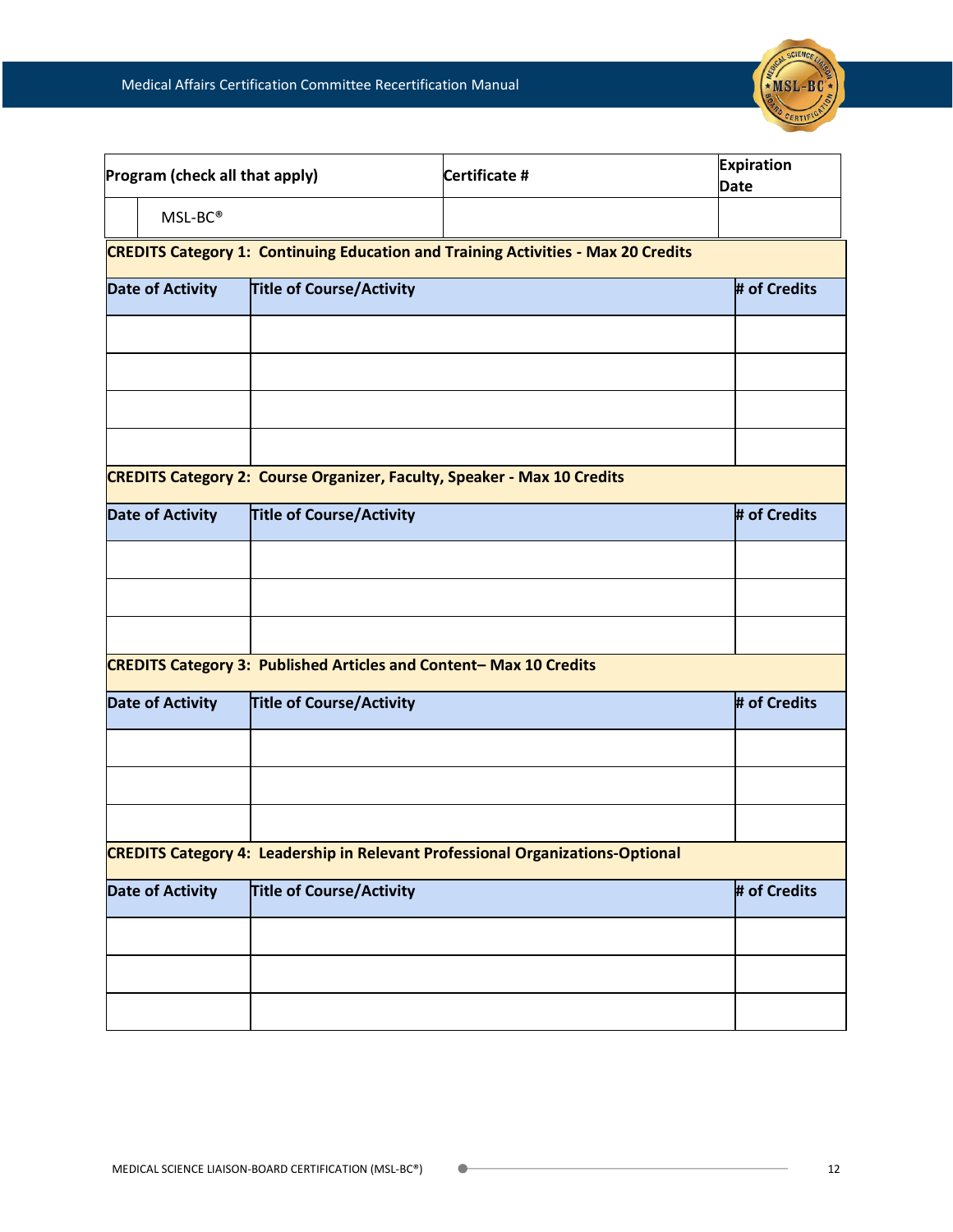| Program (check all that apply) | | Certificate # | Expiration Date |
|---|---|---|---|
| | MSL-BC® | | |

| CREDITS Category 1: Continuing Education and Training Activities - Max 20 Credits | | |
|---|---|---|
| **Date of Activity** | **Title of Course/Activity** | **# of Credits** |
| | | |
| | | |
| | | |
| | | |

| CREDITS Category 2: Course Organizer, Faculty, Speaker - Max 10 Credits | | |
|---|---|---|
| **Date of Activity** | **Title of Course/Activity** | **# of Credits** |
| | | |
| | | |
| | | |

| CREDITS Category 3: Published Articles and Content– Max 10 Credits | | |
|---|---|---|
| **Date of Activity** | **Title of Course/Activity** | **# of Credits** |
| | | |
| | | |
| | | |

| CREDITS Category 4: Leadership in Relevant Professional Organizations-Optional | | |
|---|---|---|
| **Date of Activity** | **Title of Course/Activity** | **# of Credits** |
| | | |
| | | |
| | | |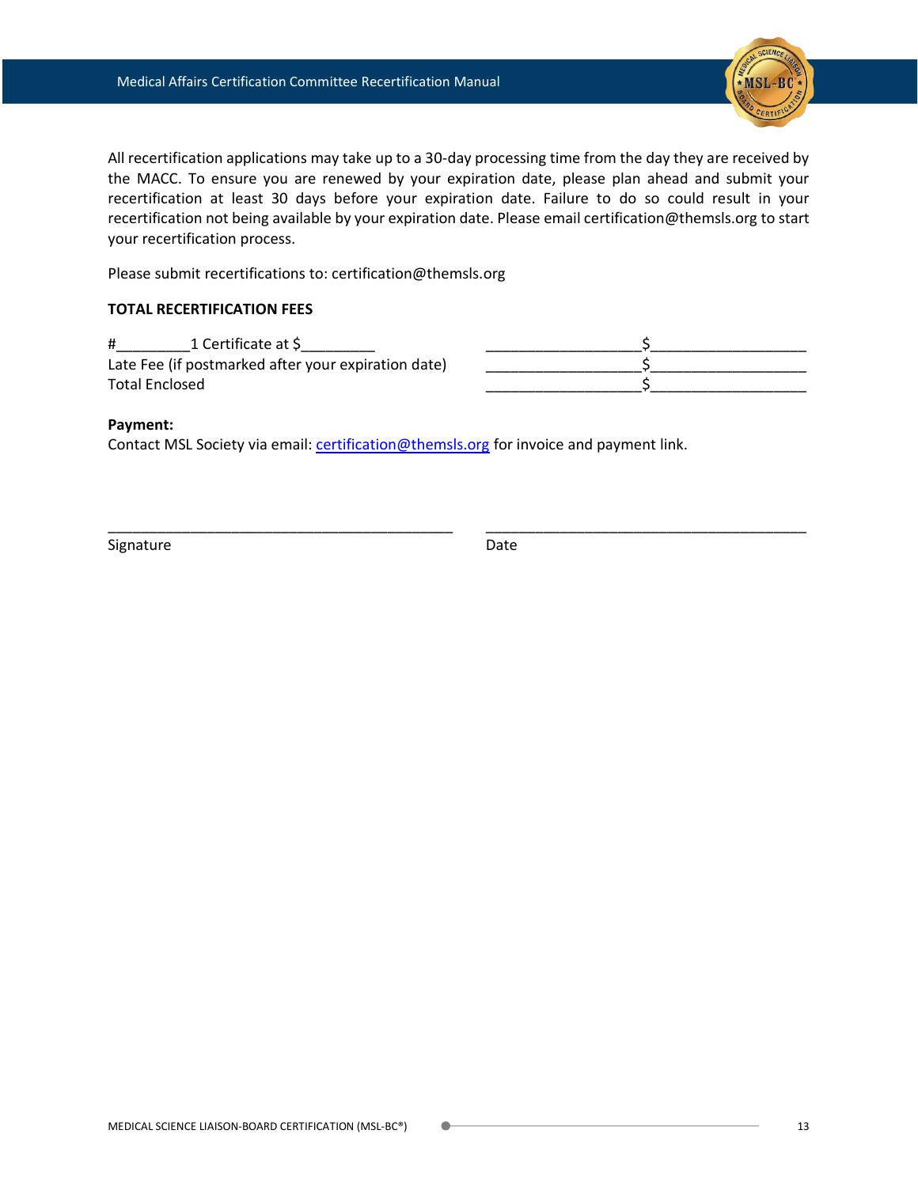All recertification applications may take up to a 30-day processing time from the day they are received by the MACC. To ensure you are renewed by your expiration date, please plan ahead and submit your recertification at least 30 days before your expiration date. Failure to do so could result in your recertification not being available by your expiration date. Please email certification@themsls.org to start your recertification process.

Please submit recertifications to: certification@themsls.org

**TOTAL RECERTIFICATION FEES**

| | |
|---|---|
| #_________1 Certificate at $_________ | ___________________$___________________ |
| Late Fee (if postmarked after your expiration date) | ___________________$___________________ |
| Total Enclosed | ___________________$___________________ |

**Payment:**
Contact MSL Society via email: certification@themsls.org for invoice and payment link.

_____________________________________________ &nbsp;&nbsp;&nbsp; __________________________________________

Signature &nbsp;&nbsp;&nbsp;&nbsp;&nbsp;&nbsp;&nbsp;&nbsp;&nbsp;&nbsp;&nbsp;&nbsp;&nbsp;&nbsp;&nbsp;&nbsp;&nbsp;&nbsp;&nbsp;&nbsp;&nbsp;&nbsp;&nbsp;&nbsp;&nbsp;&nbsp;&nbsp;&nbsp;&nbsp;&nbsp;&nbsp;&nbsp;&nbsp;&nbsp;&nbsp;&nbsp;&nbsp;&nbsp;&nbsp;&nbsp; Date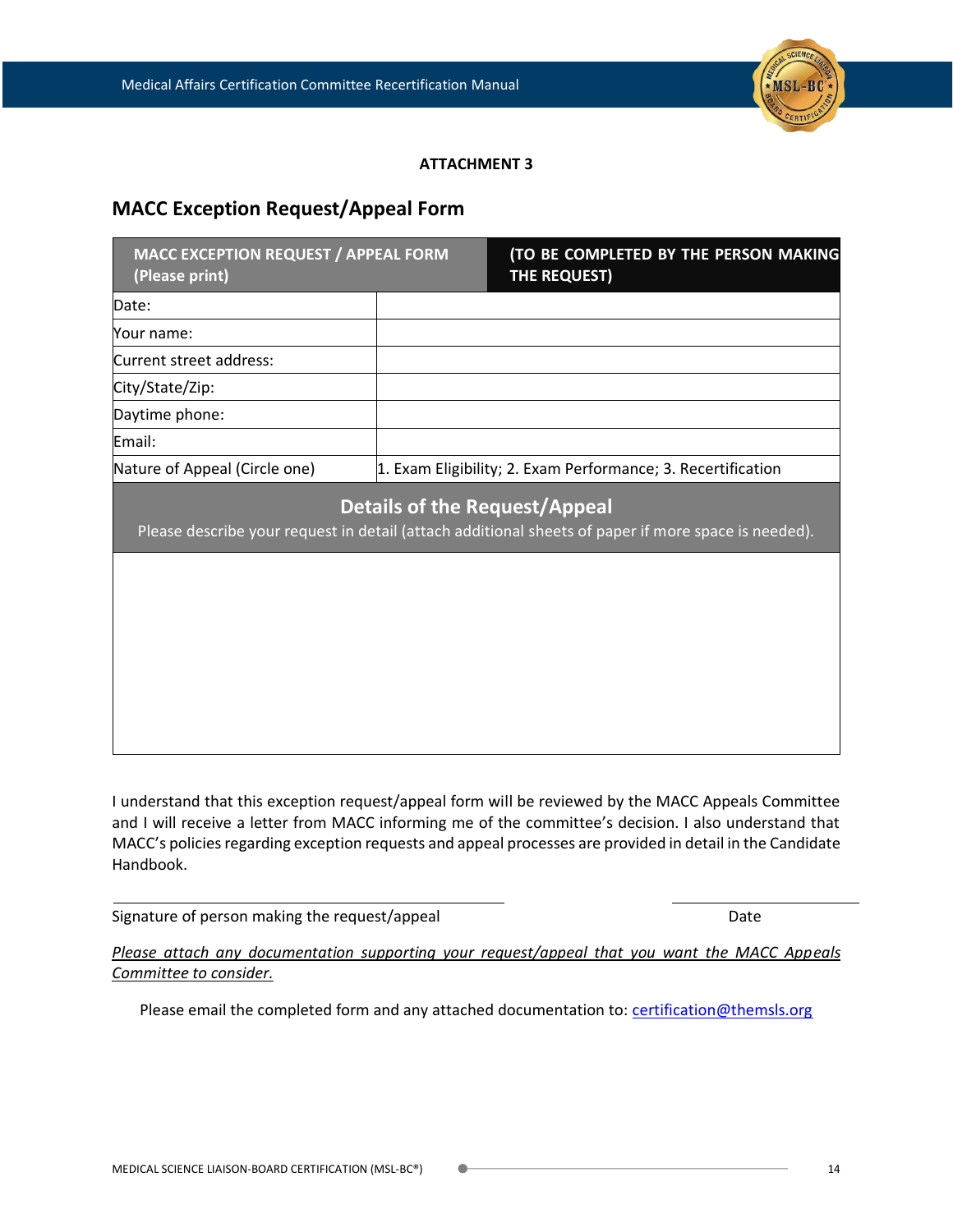**ATTACHMENT 3**

## MACC Exception Request/Appeal Form

| MACC EXCEPTION REQUEST / APPEAL FORM (Please print) | (TO BE COMPLETED BY THE PERSON MAKING THE REQUEST) |
| --- | --- |
| Date: | |
| Your name: | |
| Current street address: | |
| City/State/Zip: | |
| Daytime phone: | |
| Email: | |
| Nature of Appeal (Circle one) | 1. Exam Eligibility; 2. Exam Performance; 3. Recertification |

| **Details of the Request/Appeal** Please describe your request in detail (attach additional sheets of paper if more space is needed). |
| --- |
| |

I understand that this exception request/appeal form will be reviewed by the MACC Appeals Committee and I will receive a letter from MACC informing me of the committee's decision. I also understand that MACC's policies regarding exception requests and appeal processes are provided in detail in the Candidate Handbook.

Signature of person making the request/appeal                                        Date

*Please attach any documentation supporting your request/appeal that you want the MACC Appeals Committee to consider.*

Please email the completed form and any attached documentation to: certification@themsls.org